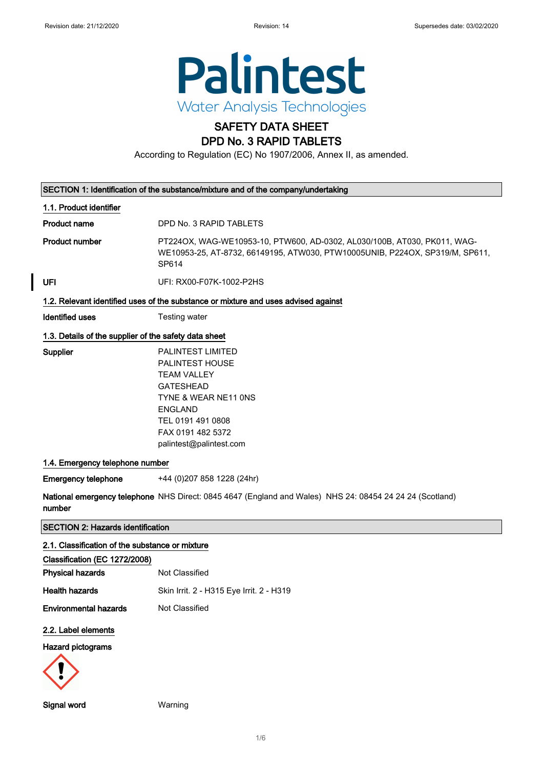Revision date: 21/12/2020 Revision: 14 Supersedes date: 03/02/2020

# Palintest

Water Analysis Technologies

# SAFETY DATA SHEET
# DPD No. 3 RAPID TABLETS

According to Regulation (EC) No 1907/2006, Annex II, as amended.

## SECTION 1: Identification of the substance/mixture and of the company/undertaking

### 1.1. Product identifier

**Product name** DPD No. 3 RAPID TABLETS

**Product number** PT224OX, WAG-WE10953-10, PTW600, AD-0302, AL030/100B, AT030, PK011, WAG-WE10953-25, AT-8732, 66149195, ATW030, PTW10005UNIB, P224OX, SP319/M, SP611, SP614

**UFI** UFI: RX00-F07K-1002-P2HS

### 1.2. Relevant identified uses of the substance or mixture and uses advised against

**Identified uses** Testing water

### 1.3. Details of the supplier of the safety data sheet

**Supplier**
PALINTEST LIMITED
PALINTEST HOUSE
TEAM VALLEY
GATESHEAD
TYNE & WEAR NE11 0NS
ENGLAND
TEL 0191 491 0808
FAX 0191 482 5372
palintest@palintest.com

### 1.4. Emergency telephone number

**Emergency telephone** +44 (0)207 858 1228 (24hr)

**National emergency telephone number** NHS Direct: 0845 4647 (England and Wales) NHS 24: 08454 24 24 24 (Scotland)

## SECTION 2: Hazards identification

### 2.1. Classification of the substance or mixture

**Classification (EC 1272/2008)**

**Physical hazards** Not Classified

**Health hazards** Skin Irrit. 2 - H315 Eye Irrit. 2 - H319

**Environmental hazards** Not Classified

### 2.2. Label elements

**Hazard pictograms**

**Signal word** Warning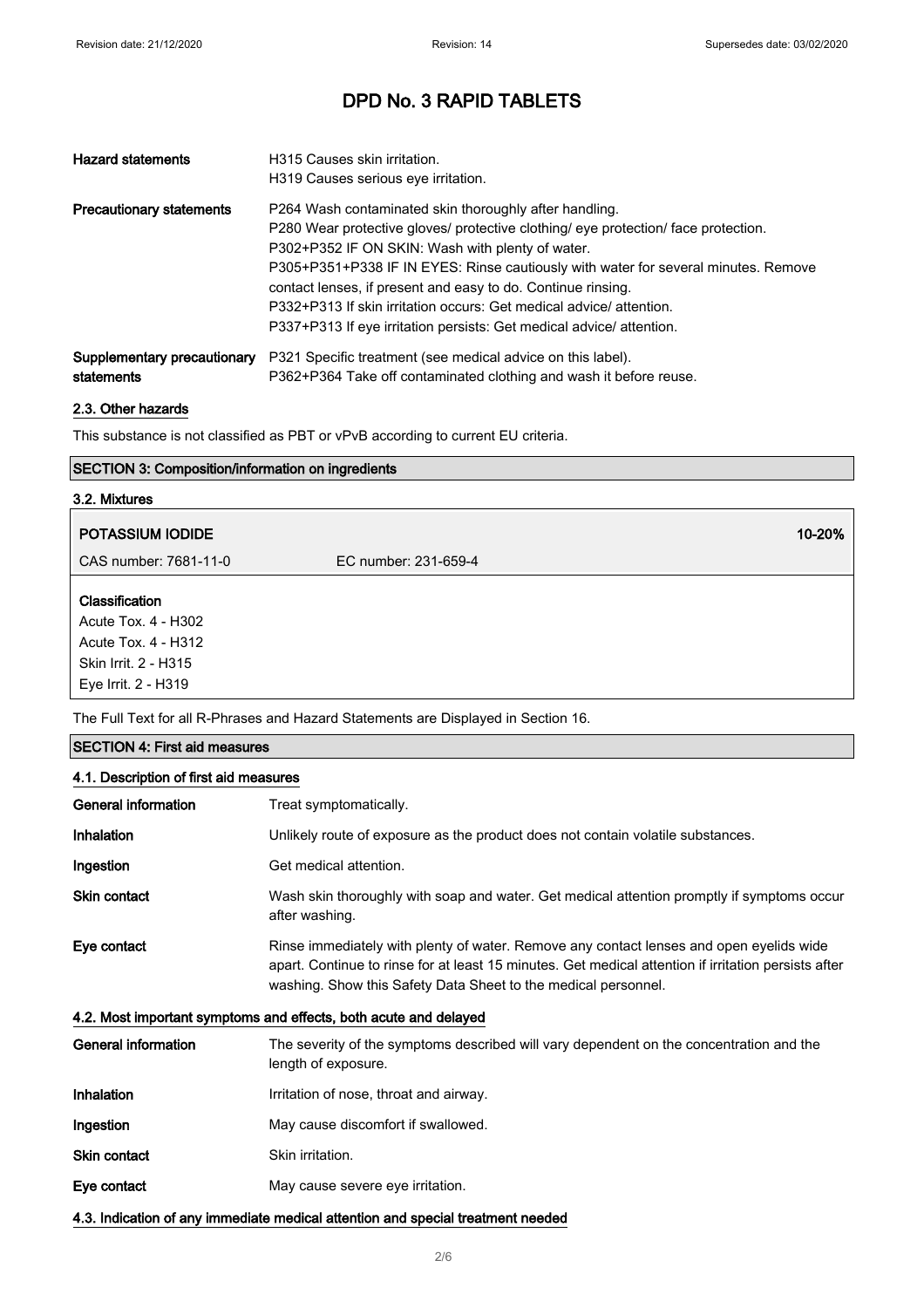# DPD No. 3 RAPID TABLETS

| | |
|---|---|
| **Hazard statements** | H315 Causes skin irritation.<br>H319 Causes serious eye irritation. |
| **Precautionary statements** | P264 Wash contaminated skin thoroughly after handling.<br>P280 Wear protective gloves/ protective clothing/ eye protection/ face protection.<br>P302+P352 IF ON SKIN: Wash with plenty of water.<br>P305+P351+P338 IF IN EYES: Rinse cautiously with water for several minutes. Remove contact lenses, if present and easy to do. Continue rinsing.<br>P332+P313 If skin irritation occurs: Get medical advice/ attention.<br>P337+P313 If eye irritation persists: Get medical advice/ attention. |
| **Supplementary precautionary statements** | P321 Specific treatment (see medical advice on this label).<br>P362+P364 Take off contaminated clothing and wash it before reuse. |

### 2.3. Other hazards

This substance is not classified as PBT or vPvB according to current EU criteria.

## SECTION 3: Composition/information on ingredients

### 3.2. Mixtures

| **POTASSIUM IODIDE** | | **10-20%** |
|---|---|---|
| CAS number: 7681-11-0 | EC number: 231-659-4 | |

**Classification**
Acute Tox. 4 - H302
Acute Tox. 4 - H312
Skin Irrit. 2 - H315
Eye Irrit. 2 - H319

The Full Text for all R-Phrases and Hazard Statements are Displayed in Section 16.

## SECTION 4: First aid measures

### 4.1. Description of first aid measures

| | |
|---|---|
| **General information** | Treat symptomatically. |
| **Inhalation** | Unlikely route of exposure as the product does not contain volatile substances. |
| **Ingestion** | Get medical attention. |
| **Skin contact** | Wash skin thoroughly with soap and water. Get medical attention promptly if symptoms occur after washing. |
| **Eye contact** | Rinse immediately with plenty of water. Remove any contact lenses and open eyelids wide apart. Continue to rinse for at least 15 minutes. Get medical attention if irritation persists after washing. Show this Safety Data Sheet to the medical personnel. |

### 4.2. Most important symptoms and effects, both acute and delayed

| | |
|---|---|
| **General information** | The severity of the symptoms described will vary dependent on the concentration and the length of exposure. |
| **Inhalation** | Irritation of nose, throat and airway. |
| **Ingestion** | May cause discomfort if swallowed. |
| **Skin contact** | Skin irritation. |
| **Eye contact** | May cause severe eye irritation. |

### 4.3. Indication of any immediate medical attention and special treatment needed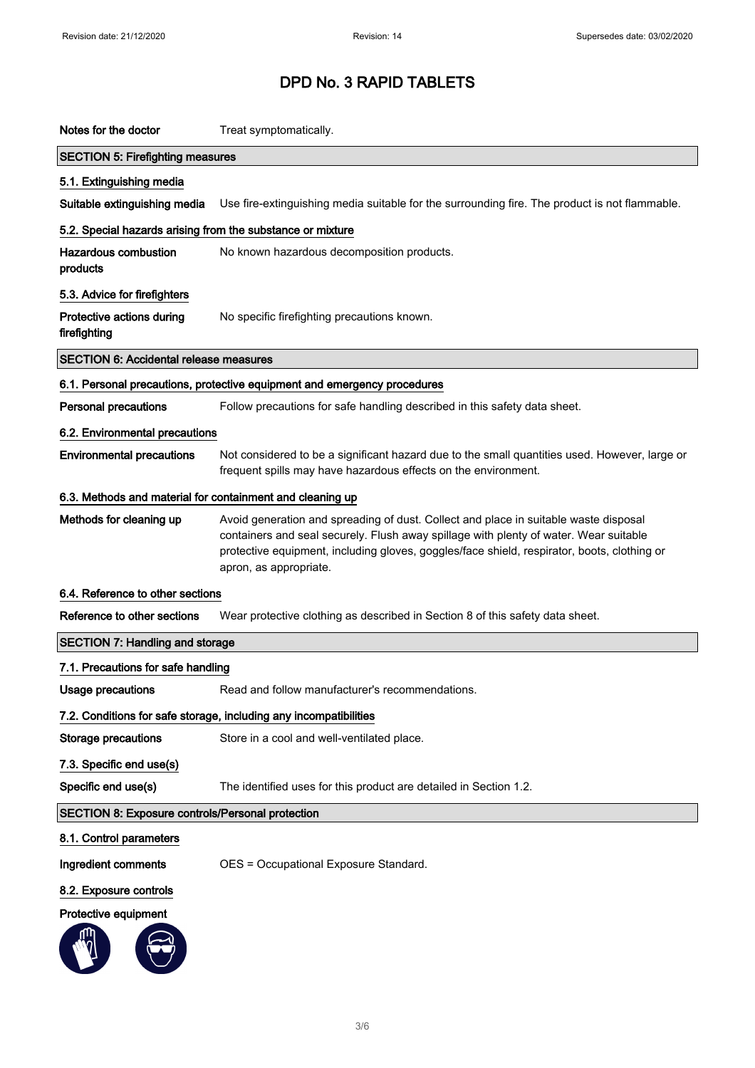# DPD No. 3 RAPID TABLETS

**Notes for the doctor** Treat symptomatically.

## SECTION 5: Firefighting measures

### 5.1. Extinguishing media

**Suitable extinguishing media** Use fire-extinguishing media suitable for the surrounding fire. The product is not flammable.

### 5.2. Special hazards arising from the substance or mixture

**Hazardous combustion products** No known hazardous decomposition products.

### 5.3. Advice for firefighters

**Protective actions during firefighting** No specific firefighting precautions known.

## SECTION 6: Accidental release measures

### 6.1. Personal precautions, protective equipment and emergency procedures

**Personal precautions** Follow precautions for safe handling described in this safety data sheet.

### 6.2. Environmental precautions

**Environmental precautions** Not considered to be a significant hazard due to the small quantities used. However, large or frequent spills may have hazardous effects on the environment.

### 6.3. Methods and material for containment and cleaning up

**Methods for cleaning up** Avoid generation and spreading of dust. Collect and place in suitable waste disposal containers and seal securely. Flush away spillage with plenty of water. Wear suitable protective equipment, including gloves, goggles/face shield, respirator, boots, clothing or apron, as appropriate.

### 6.4. Reference to other sections

**Reference to other sections** Wear protective clothing as described in Section 8 of this safety data sheet.

## SECTION 7: Handling and storage

### 7.1. Precautions for safe handling

**Usage precautions** Read and follow manufacturer's recommendations.

### 7.2. Conditions for safe storage, including any incompatibilities

**Storage precautions** Store in a cool and well-ventilated place.

### 7.3. Specific end use(s)

**Specific end use(s)** The identified uses for this product are detailed in Section 1.2.

## SECTION 8: Exposure controls/Personal protection

### 8.1. Control parameters

**Ingredient comments** OES = Occupational Exposure Standard.

### 8.2. Exposure controls

**Protective equipment**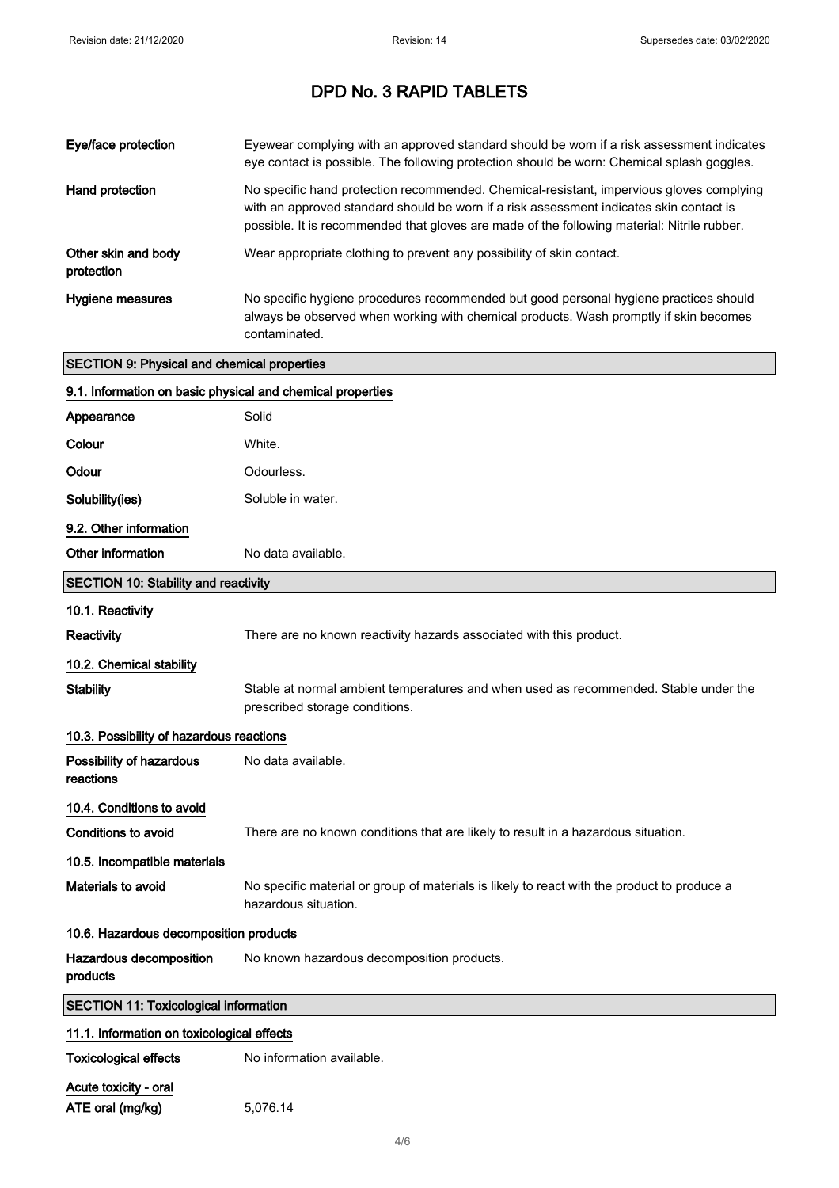# DPD No. 3 RAPID TABLETS

| | |
|---|---|
| **Eye/face protection** | Eyewear complying with an approved standard should be worn if a risk assessment indicates eye contact is possible. The following protection should be worn: Chemical splash goggles. |
| **Hand protection** | No specific hand protection recommended. Chemical-resistant, impervious gloves complying with an approved standard should be worn if a risk assessment indicates skin contact is possible. It is recommended that gloves are made of the following material: Nitrile rubber. |
| **Other skin and body protection** | Wear appropriate clothing to prevent any possibility of skin contact. |
| **Hygiene measures** | No specific hygiene procedures recommended but good personal hygiene practices should always be observed when working with chemical products. Wash promptly if skin becomes contaminated. |

## SECTION 9: Physical and chemical properties

### 9.1. Information on basic physical and chemical properties

| | |
|---|---|
| **Appearance** | Solid |
| **Colour** | White. |
| **Odour** | Odourless. |
| **Solubility(ies)** | Soluble in water. |

### 9.2. Other information

| | |
|---|---|
| **Other information** | No data available. |

## SECTION 10: Stability and reactivity

### 10.1. Reactivity

| | |
|---|---|
| **Reactivity** | There are no known reactivity hazards associated with this product. |

### 10.2. Chemical stability

| | |
|---|---|
| **Stability** | Stable at normal ambient temperatures and when used as recommended. Stable under the prescribed storage conditions. |

### 10.3. Possibility of hazardous reactions

| | |
|---|---|
| **Possibility of hazardous reactions** | No data available. |

### 10.4. Conditions to avoid

| | |
|---|---|
| **Conditions to avoid** | There are no known conditions that are likely to result in a hazardous situation. |

### 10.5. Incompatible materials

| | |
|---|---|
| **Materials to avoid** | No specific material or group of materials is likely to react with the product to produce a hazardous situation. |

### 10.6. Hazardous decomposition products

| | |
|---|---|
| **Hazardous decomposition products** | No known hazardous decomposition products. |

## SECTION 11: Toxicological information

### 11.1. Information on toxicological effects

| | |
|---|---|
| **Toxicological effects** | No information available. |

**Acute toxicity - oral**

| | |
|---|---|
| **ATE oral (mg/kg)** | 5,076.14 |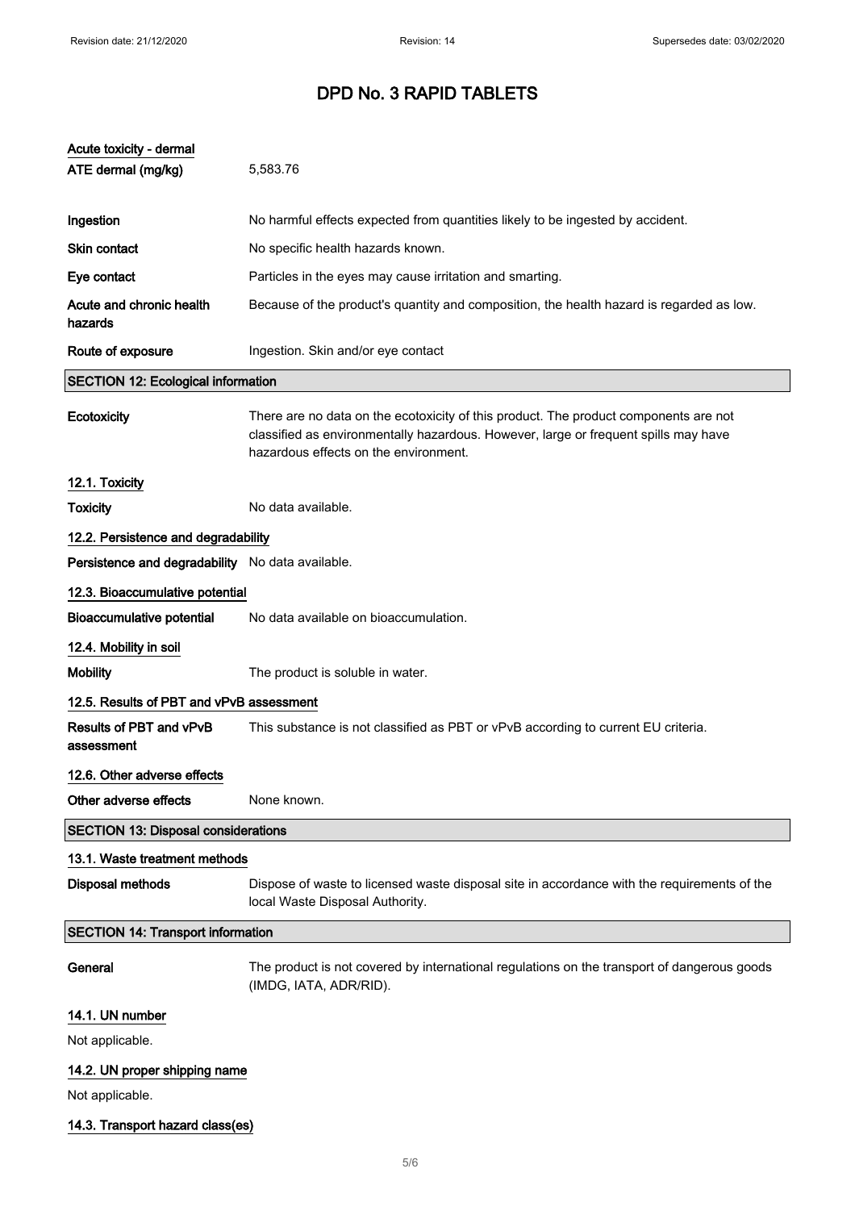**Acute toxicity - dermal**

**ATE dermal (mg/kg)** 5,583.76

**Ingestion** No harmful effects expected from quantities likely to be ingested by accident.

**Skin contact** No specific health hazards known.

**Eye contact** Particles in the eyes may cause irritation and smarting.

**Acute and chronic health hazards** Because of the product's quantity and composition, the health hazard is regarded as low.

**Route of exposure** Ingestion. Skin and/or eye contact

## SECTION 12: Ecological information

**Ecotoxicity** There are no data on the ecotoxicity of this product. The product components are not classified as environmentally hazardous. However, large or frequent spills may have hazardous effects on the environment.

### 12.1. Toxicity

**Toxicity** No data available.

### 12.2. Persistence and degradability

**Persistence and degradability** No data available.

### 12.3. Bioaccumulative potential

**Bioaccumulative potential** No data available on bioaccumulation.

### 12.4. Mobility in soil

**Mobility** The product is soluble in water.

### 12.5. Results of PBT and vPvB assessment

**Results of PBT and vPvB assessment** This substance is not classified as PBT or vPvB according to current EU criteria.

### 12.6. Other adverse effects

**Other adverse effects** None known.

## SECTION 13: Disposal considerations

### 13.1. Waste treatment methods

**Disposal methods** Dispose of waste to licensed waste disposal site in accordance with the requirements of the local Waste Disposal Authority.

## SECTION 14: Transport information

**General** The product is not covered by international regulations on the transport of dangerous goods (IMDG, IATA, ADR/RID).

### 14.1. UN number

Not applicable.

### 14.2. UN proper shipping name

Not applicable.

### 14.3. Transport hazard class(es)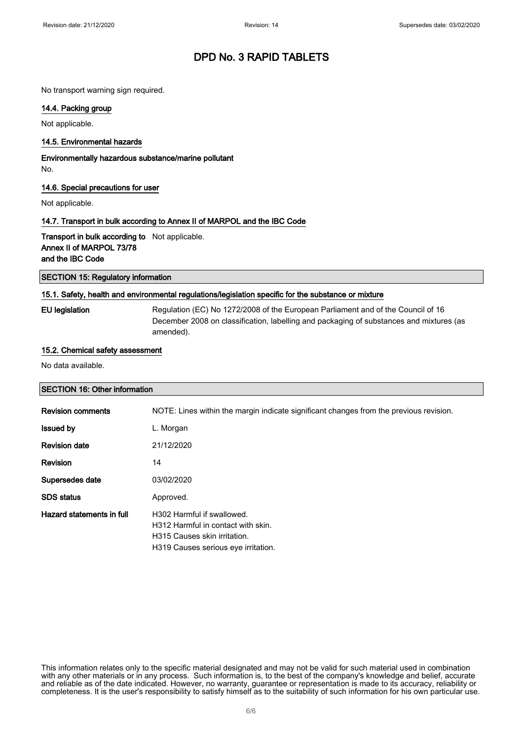# DPD No. 3 RAPID TABLETS

No transport warning sign required.

### 14.4. Packing group

Not applicable.

### 14.5. Environmental hazards

**Environmentally hazardous substance/marine pollutant**

No.

### 14.6. Special precautions for user

Not applicable.

### 14.7. Transport in bulk according to Annex II of MARPOL and the IBC Code

| | |
|---|---|
| **Transport in bulk according to Annex II of MARPOL 73/78 and the IBC Code** | Not applicable. |

## SECTION 15: Regulatory information

### 15.1. Safety, health and environmental regulations/legislation specific for the substance or mixture

| | |
|---|---|
| **EU legislation** | Regulation (EC) No 1272/2008 of the European Parliament and of the Council of 16 December 2008 on classification, labelling and packaging of substances and mixtures (as amended). |

### 15.2. Chemical safety assessment

No data available.

## SECTION 16: Other information

| | |
|---|---|
| **Revision comments** | NOTE: Lines within the margin indicate significant changes from the previous revision. |
| **Issued by** | L. Morgan |
| **Revision date** | 21/12/2020 |
| **Revision** | 14 |
| **Supersedes date** | 03/02/2020 |
| **SDS status** | Approved. |
| **Hazard statements in full** | H302 Harmful if swallowed.<br>H312 Harmful in contact with skin.<br>H315 Causes skin irritation.<br>H319 Causes serious eye irritation. |

This information relates only to the specific material designated and may not be valid for such material used in combination with any other materials or in any process. Such information is, to the best of the company's knowledge and belief, accurate and reliable as of the date indicated. However, no warranty, guarantee or representation is made to its accuracy, reliability or completeness. It is the user's responsibility to satisfy himself as to the suitability of such information for his own particular use.